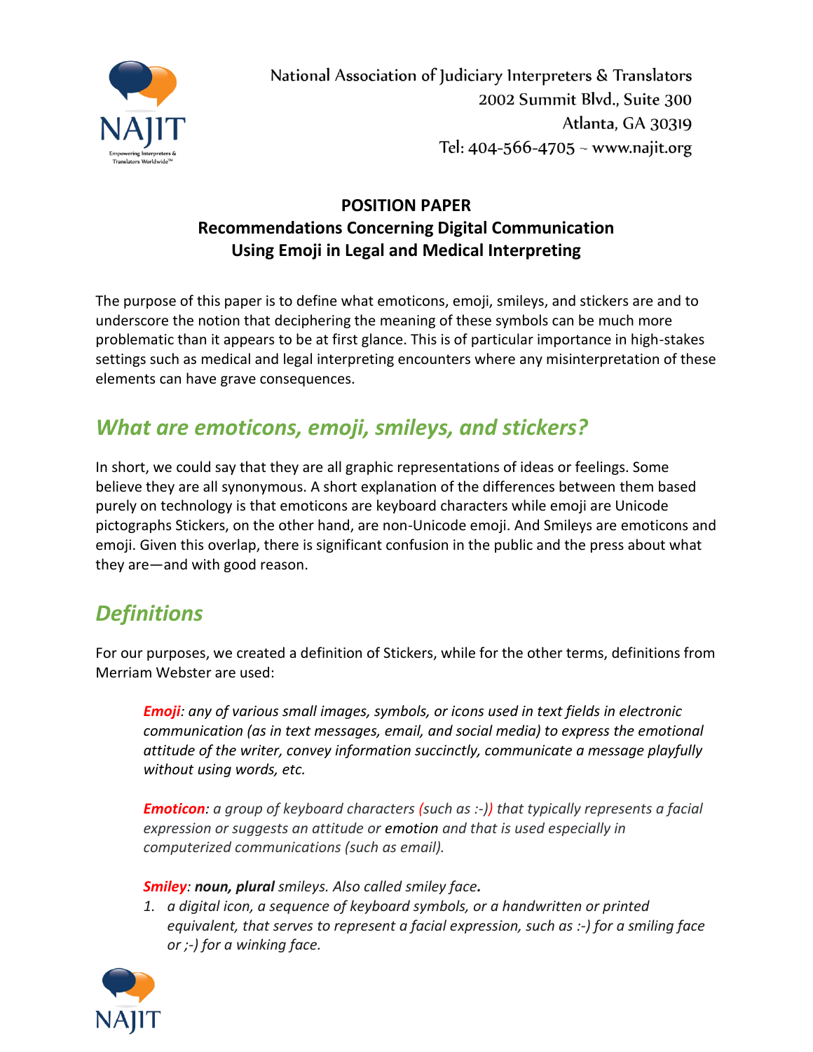National Association of Judiciary Interpreters & Translators
2002 Summit Blvd., Suite 300
Atlanta, GA 30319
Tel: 404-566-4705 ~ www.najit.org

**POSITION PAPER**
**Recommendations Concerning Digital Communication**
**Using Emoji in Legal and Medical Interpreting**

The purpose of this paper is to define what emoticons, emoji, smileys, and stickers are and to underscore the notion that deciphering the meaning of these symbols can be much more problematic than it appears to be at first glance. This is of particular importance in high-stakes settings such as medical and legal interpreting encounters where any misinterpretation of these elements can have grave consequences.

## *What are emoticons, emoji, smileys, and stickers?*

In short, we could say that they are all graphic representations of ideas or feelings. Some believe they are all synonymous. A short explanation of the differences between them based purely on technology is that emoticons are keyboard characters while emoji are Unicode pictographs Stickers, on the other hand, are non-Unicode emoji. And Smileys are emoticons and emoji. Given this overlap, there is significant confusion in the public and the press about what they are—and with good reason.

## *Definitions*

For our purposes, we created a definition of Stickers, while for the other terms, definitions from Merriam Webster are used:

> ***Emoji****: any of various small images, symbols, or icons used in text fields in electronic communication (as in text messages, email, and social media) to express the emotional attitude of the writer, convey information succinctly, communicate a message playfully without using words, etc.*
>
> ***Emoticon****: a group of keyboard characters (such as :-)) that typically represents a facial expression or suggests an attitude or emotion and that is used especially in computerized communications (such as email).*
>
> ***Smiley****: **noun, plural** smileys. Also called smiley face.*
>
> 1. *a digital icon, a sequence of keyboard symbols, or a handwritten or printed equivalent, that serves to represent a facial expression, such as :-) for a smiling face or ;-) for a winking face.*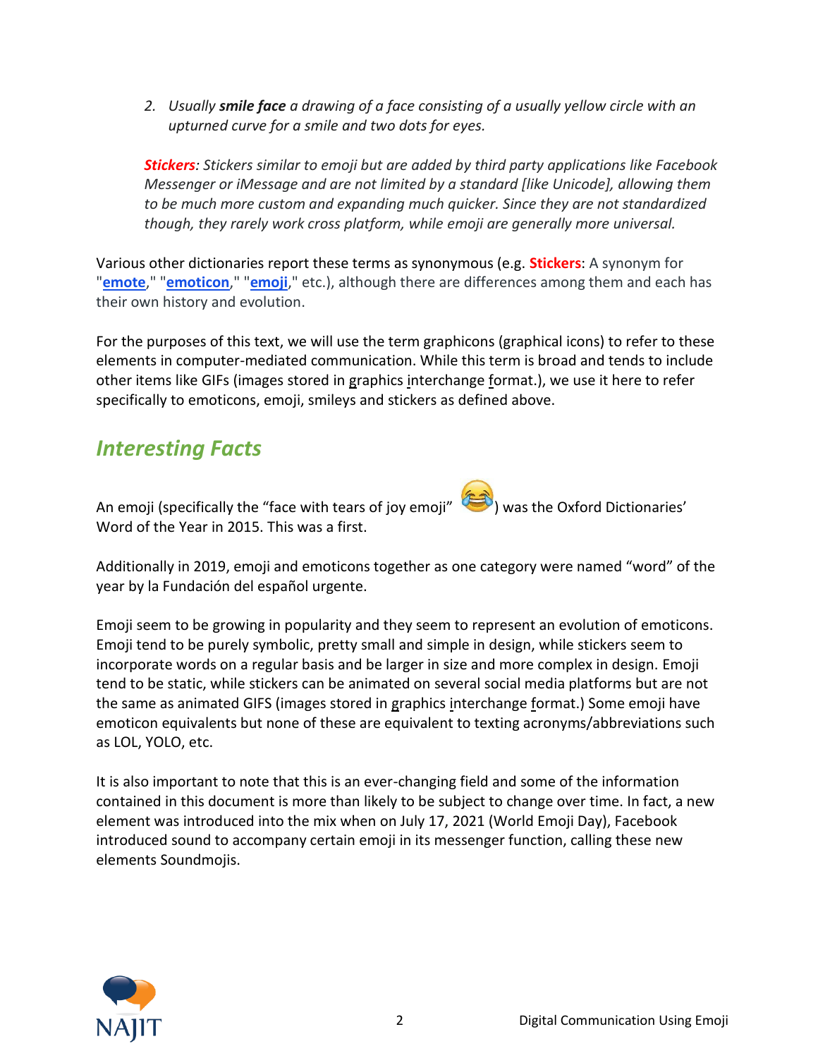2. *Usually **smile face** a drawing of a face consisting of a usually yellow circle with an upturned curve for a smile and two dots for eyes.*

***Stickers**: Stickers similar to emoji but are added by third party applications like Facebook Messenger or iMessage and are not limited by a standard [like Unicode], allowing them to be much more custom and expanding much quicker. Since they are not standardized though, they rarely work cross platform, while emoji are generally more universal.*

Various other dictionaries report these terms as synonymous (e.g. **Stickers**: A synonym for "**emote**," "**emoticon**," "**emoji**," etc.), although there are differences among them and each has their own history and evolution.

For the purposes of this text, we will use the term graphicons (graphical icons) to refer to these elements in computer-mediated communication. While this term is broad and tends to include other items like GIFs (images stored in graphics interchange format.), we use it here to refer specifically to emoticons, emoji, smileys and stickers as defined above.

## *Interesting Facts*

An emoji (specifically the "face with tears of joy emoji" 😂) was the Oxford Dictionaries' Word of the Year in 2015. This was a first.

Additionally in 2019, emoji and emoticons together as one category were named "word" of the year by la Fundación del español urgente.

Emoji seem to be growing in popularity and they seem to represent an evolution of emoticons. Emoji tend to be purely symbolic, pretty small and simple in design, while stickers seem to incorporate words on a regular basis and be larger in size and more complex in design. Emoji tend to be static, while stickers can be animated on several social media platforms but are not the same as animated GIFS (images stored in graphics interchange format.) Some emoji have emoticon equivalents but none of these are equivalent to texting acronyms/abbreviations such as LOL, YOLO, etc.

It is also important to note that this is an ever-changing field and some of the information contained in this document is more than likely to be subject to change over time. In fact, a new element was introduced into the mix when on July 17, 2021 (World Emoji Day), Facebook introduced sound to accompany certain emoji in its messenger function, calling these new elements Soundmojis.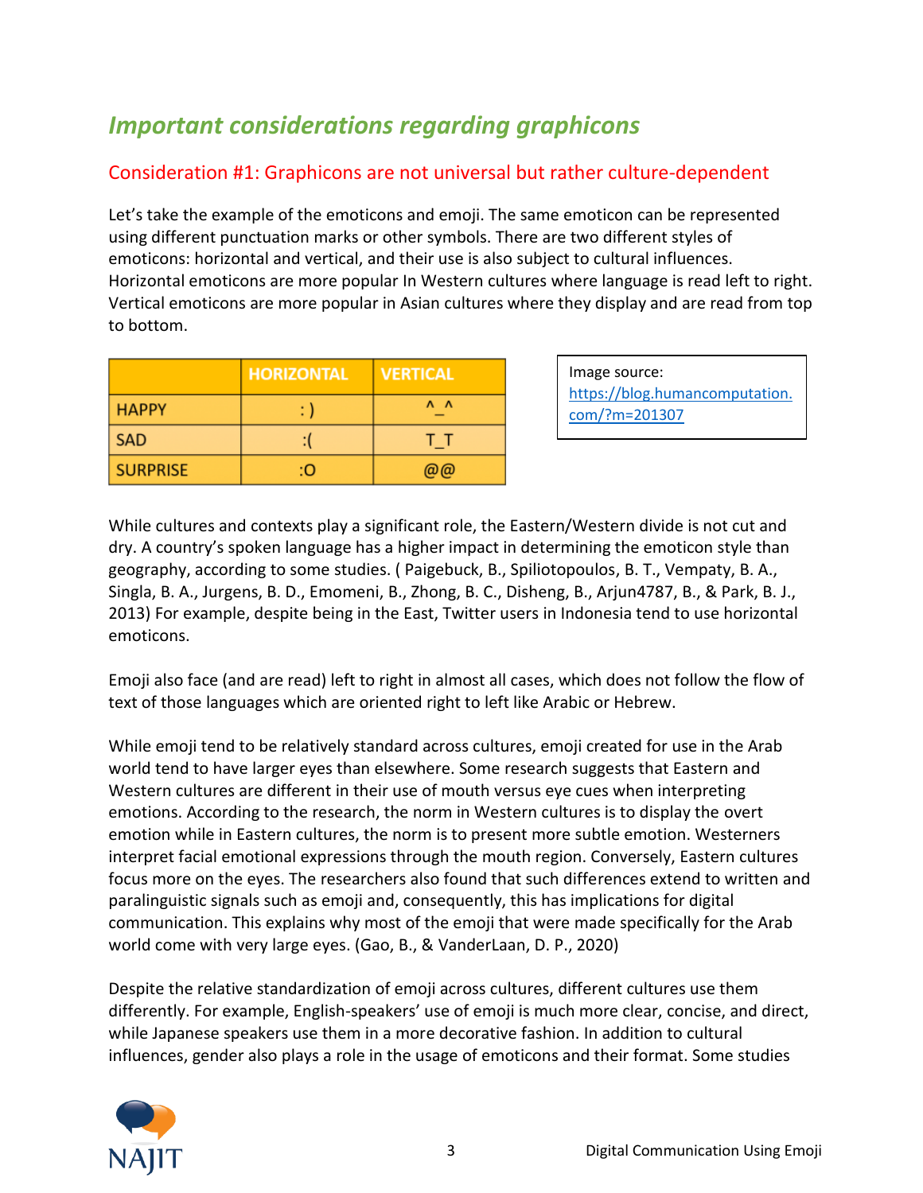## *Important considerations regarding graphicons*

### Consideration #1: Graphicons are not universal but rather culture-dependent

Let's take the example of the emoticons and emoji. The same emoticon can be represented using different punctuation marks or other symbols. There are two different styles of emoticons: horizontal and vertical, and their use is also subject to cultural influences. Horizontal emoticons are more popular In Western cultures where language is read left to right. Vertical emoticons are more popular in Asian cultures where they display and are read from top to bottom.

| | HORIZONTAL | VERTICAL |
|---|---|---|
| HAPPY | : ) | ^_^ |
| SAD | :( | T_T |
| SURPRISE | :O | @@ |

Image source: https://blog.humancomputation.com/?m=201307

While cultures and contexts play a significant role, the Eastern/Western divide is not cut and dry. A country's spoken language has a higher impact in determining the emoticon style than geography, according to some studies. ( Paigebuck, B., Spiliotopoulos, B. T., Vempaty, B. A., Singla, B. A., Jurgens, B. D., Emomeni, B., Zhong, B. C., Disheng, B., Arjun4787, B., & Park, B. J., 2013) For example, despite being in the East, Twitter users in Indonesia tend to use horizontal emoticons.

Emoji also face (and are read) left to right in almost all cases, which does not follow the flow of text of those languages which are oriented right to left like Arabic or Hebrew.

While emoji tend to be relatively standard across cultures, emoji created for use in the Arab world tend to have larger eyes than elsewhere. Some research suggests that Eastern and Western cultures are different in their use of mouth versus eye cues when interpreting emotions. According to the research, the norm in Western cultures is to display the overt emotion while in Eastern cultures, the norm is to present more subtle emotion. Westerners interpret facial emotional expressions through the mouth region. Conversely, Eastern cultures focus more on the eyes. The researchers also found that such differences extend to written and paralinguistic signals such as emoji and, consequently, this has implications for digital communication. This explains why most of the emoji that were made specifically for the Arab world come with very large eyes. (Gao, B., & VanderLaan, D. P., 2020)

Despite the relative standardization of emoji across cultures, different cultures use them differently. For example, English-speakers' use of emoji is much more clear, concise, and direct, while Japanese speakers use them in a more decorative fashion. In addition to cultural influences, gender also plays a role in the usage of emoticons and their format. Some studies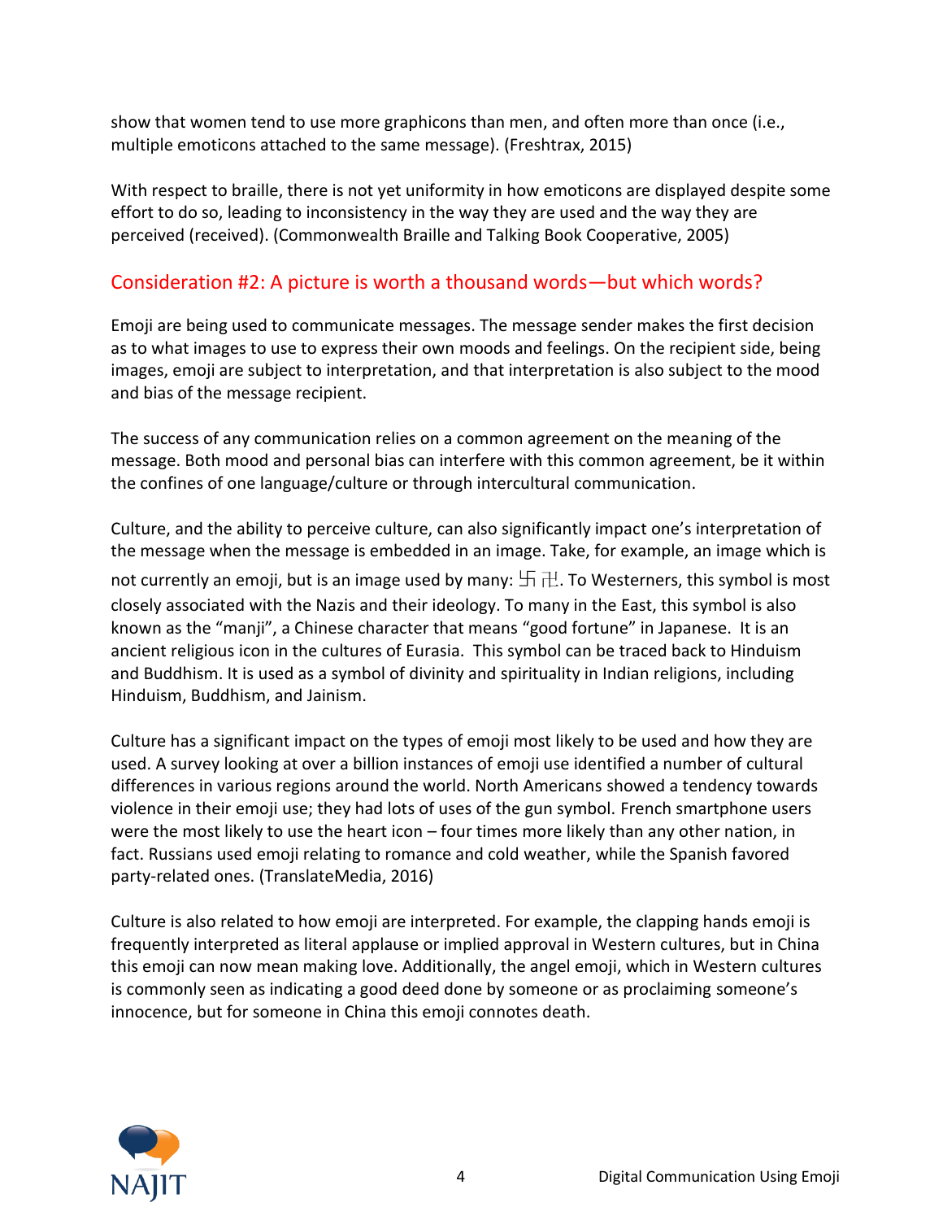show that women tend to use more graphicons than men, and often more than once (i.e., multiple emoticons attached to the same message). (Freshtrax, 2015)

With respect to braille, there is not yet uniformity in how emoticons are displayed despite some effort to do so, leading to inconsistency in the way they are used and the way they are perceived (received). (Commonwealth Braille and Talking Book Cooperative, 2005)

## Consideration #2: A picture is worth a thousand words—but which words?

Emoji are being used to communicate messages. The message sender makes the first decision as to what images to use to express their own moods and feelings. On the recipient side, being images, emoji are subject to interpretation, and that interpretation is also subject to the mood and bias of the message recipient.

The success of any communication relies on a common agreement on the meaning of the message. Both mood and personal bias can interfere with this common agreement, be it within the confines of one language/culture or through intercultural communication.

Culture, and the ability to perceive culture, can also significantly impact one's interpretation of the message when the message is embedded in an image. Take, for example, an image which is not currently an emoji, but is an image used by many: 卐 卍. To Westerners, this symbol is most closely associated with the Nazis and their ideology. To many in the East, this symbol is also known as the "manji", a Chinese character that means "good fortune" in Japanese. It is an ancient religious icon in the cultures of Eurasia. This symbol can be traced back to Hinduism and Buddhism. It is used as a symbol of divinity and spirituality in Indian religions, including Hinduism, Buddhism, and Jainism.

Culture has a significant impact on the types of emoji most likely to be used and how they are used. A survey looking at over a billion instances of emoji use identified a number of cultural differences in various regions around the world. North Americans showed a tendency towards violence in their emoji use; they had lots of uses of the gun symbol. French smartphone users were the most likely to use the heart icon – four times more likely than any other nation, in fact. Russians used emoji relating to romance and cold weather, while the Spanish favored party-related ones. (TranslateMedia, 2016)

Culture is also related to how emoji are interpreted. For example, the clapping hands emoji is frequently interpreted as literal applause or implied approval in Western cultures, but in China this emoji can now mean making love. Additionally, the angel emoji, which in Western cultures is commonly seen as indicating a good deed done by someone or as proclaiming someone's innocence, but for someone in China this emoji connotes death.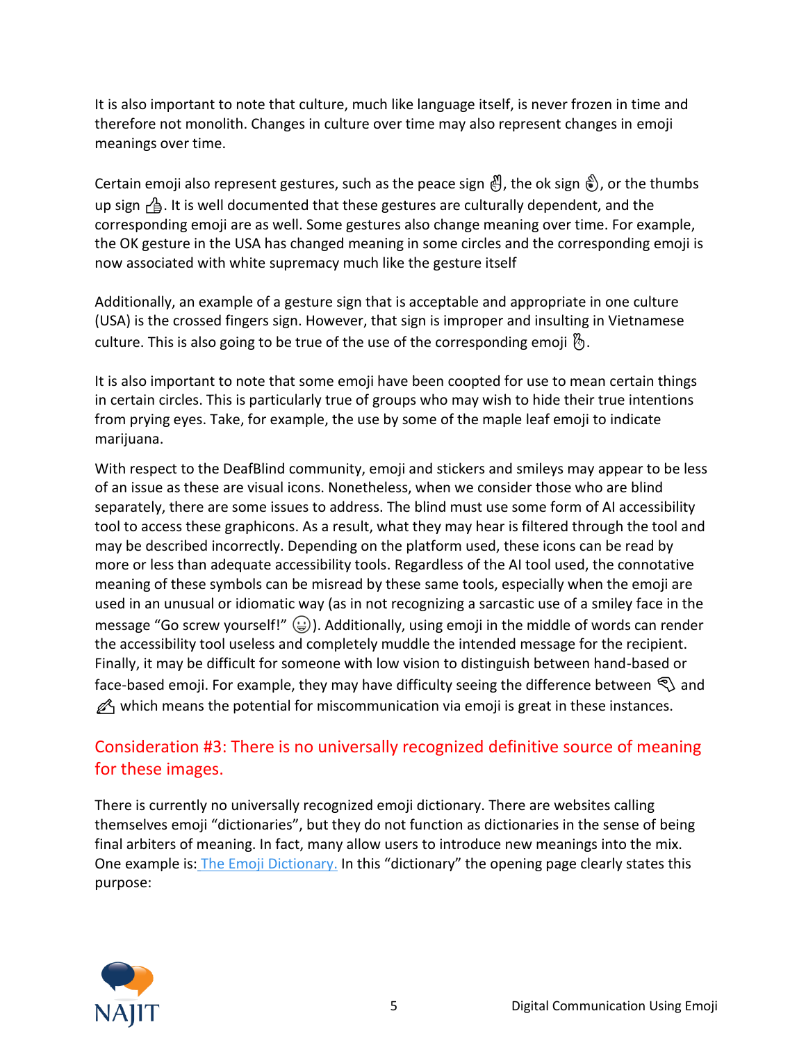It is also important to note that culture, much like language itself, is never frozen in time and therefore not monolith. Changes in culture over time may also represent changes in emoji meanings over time.

Certain emoji also represent gestures, such as the peace sign ✌️, the ok sign 👌, or the thumbs up sign 👍. It is well documented that these gestures are culturally dependent, and the corresponding emoji are as well. Some gestures also change meaning over time. For example, the OK gesture in the USA has changed meaning in some circles and the corresponding emoji is now associated with white supremacy much like the gesture itself

Additionally, an example of a gesture sign that is acceptable and appropriate in one culture (USA) is the crossed fingers sign. However, that sign is improper and insulting in Vietnamese culture. This is also going to be true of the use of the corresponding emoji 🤞.

It is also important to note that some emoji have been coopted for use to mean certain things in certain circles. This is particularly true of groups who may wish to hide their true intentions from prying eyes. Take, for example, the use by some of the maple leaf emoji to indicate marijuana.

With respect to the DeafBlind community, emoji and stickers and smileys may appear to be less of an issue as these are visual icons. Nonetheless, when we consider those who are blind separately, there are some issues to address. The blind must use some form of AI accessibility tool to access these graphicons. As a result, what they may hear is filtered through the tool and may be described incorrectly. Depending on the platform used, these icons can be read by more or less than adequate accessibility tools. Regardless of the AI tool used, the connotative meaning of these symbols can be misread by these same tools, especially when the emoji are used in an unusual or idiomatic way (as in not recognizing a sarcastic use of a smiley face in the message "Go screw yourself!" 😀). Additionally, using emoji in the middle of words can render the accessibility tool useless and completely muddle the intended message for the recipient. Finally, it may be difficult for someone with low vision to distinguish between hand-based or face-based emoji. For example, they may have difficulty seeing the difference between 🫳 and ✍️ which means the potential for miscommunication via emoji is great in these instances.

## Consideration #3: There is no universally recognized definitive source of meaning for these images.

There is currently no universally recognized emoji dictionary. There are websites calling themselves emoji "dictionaries", but they do not function as dictionaries in the sense of being final arbiters of meaning. In fact, many allow users to introduce new meanings into the mix. One example is: [The Emoji Dictionary.] In this "dictionary" the opening page clearly states this purpose: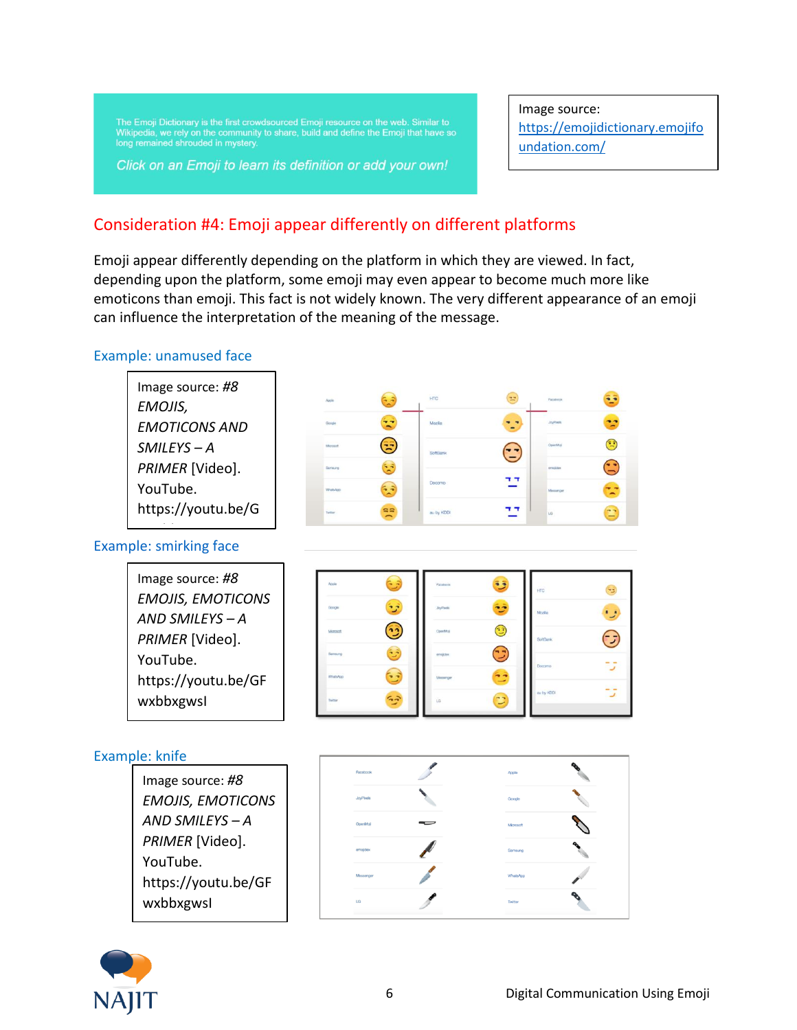The Emoji Dictionary is the first crowdsourced Emoji resource on the web. Similar to Wikipedia, we rely on the community to share, build and define the Emoji that have so long remained shrouded in mystery.

*Click on an Emoji to learn its definition or add your own!*

Image source: https://emojidictionary.emojifoundation.com/

## Consideration #4: Emoji appear differently on different platforms

Emoji appear differently depending on the platform in which they are viewed. In fact, depending upon the platform, some emoji may even appear to become much more like emoticons than emoji. This fact is not widely known. The very different appearance of an emoji can influence the interpretation of the meaning of the message.

### Example: unamused face

Image source: *#8 EMOJIS, EMOTICONS AND SMILEYS – A PRIMER* [Video]. YouTube. https://youtu.be/G

### Example: smirking face

Image source: *#8 EMOJIS, EMOTICONS AND SMILEYS – A PRIMER* [Video]. YouTube. https://youtu.be/GFwxbbxgwsI

### Example: knife

Image source: *#8 EMOJIS, EMOTICONS AND SMILEYS – A PRIMER* [Video]. YouTube. https://youtu.be/GFwxbbxgwsI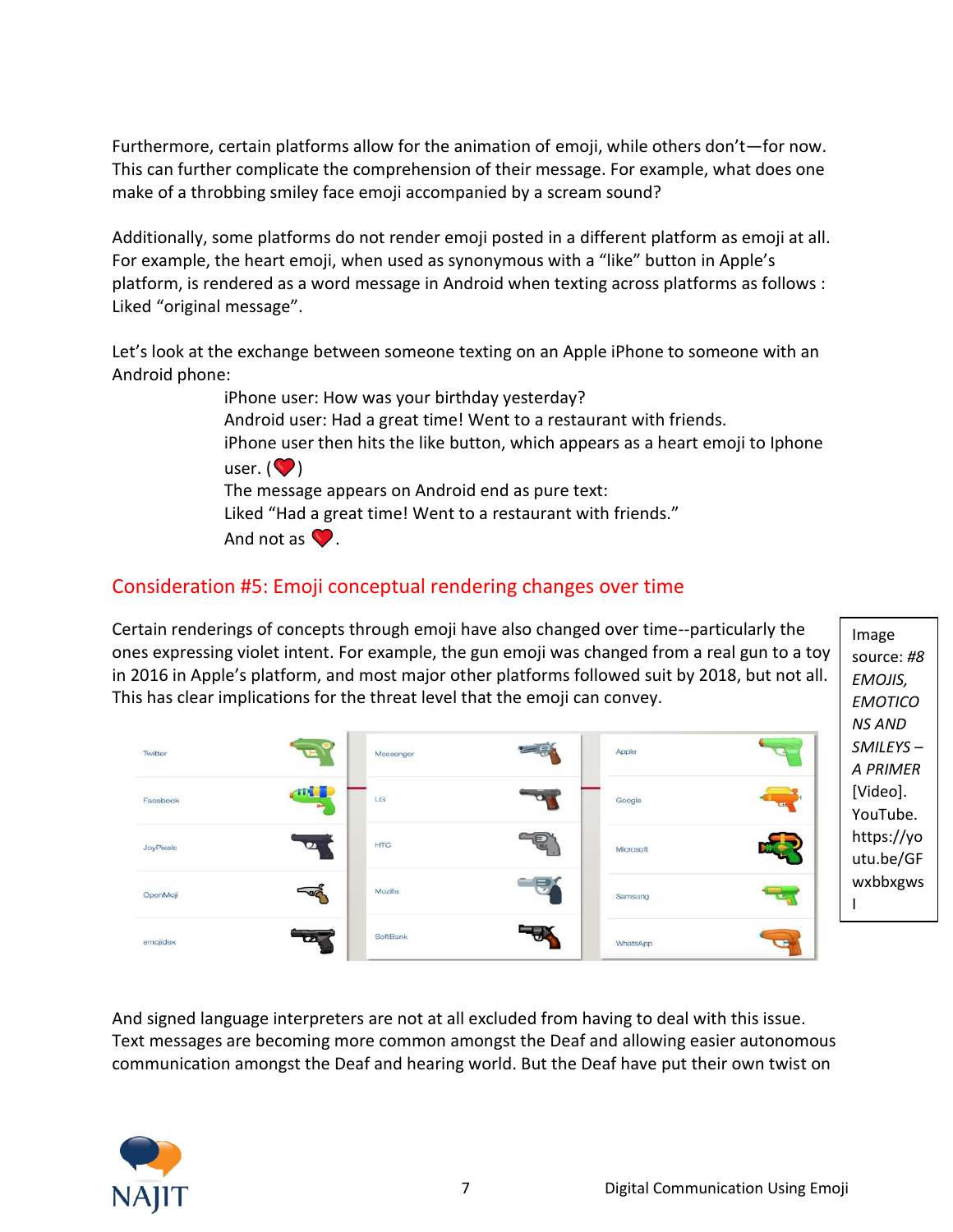Furthermore, certain platforms allow for the animation of emoji, while others don't—for now. This can further complicate the comprehension of their message. For example, what does one make of a throbbing smiley face emoji accompanied by a scream sound?

Additionally, some platforms do not render emoji posted in a different platform as emoji at all. For example, the heart emoji, when used as synonymous with a "like" button in Apple's platform, is rendered as a word message in Android when texting across platforms as follows : Liked "original message".

Let's look at the exchange between someone texting on an Apple iPhone to someone with an Android phone:

> iPhone user: How was your birthday yesterday?
> Android user: Had a great time! Went to a restaurant with friends.
> iPhone user then hits the like button, which appears as a heart emoji to Iphone user. (❤️)
> The message appears on Android end as pure text:
> Liked "Had a great time! Went to a restaurant with friends."
> And not as ❤️.

## Consideration #5: Emoji conceptual rendering changes over time

Certain renderings of concepts through emoji have also changed over time--particularly the ones expressing violet intent. For example, the gun emoji was changed from a real gun to a toy in 2016 in Apple's platform, and most major other platforms followed suit by 2018, but not all. This has clear implications for the threat level that the emoji can convey.

| Twitter | Messenger | Apple |
|---|---|---|
| Facebook | LG | Google |
| JoyPixels | HTC | Microsoft |
| OpenMoji | Mozilla | Samsung |
| emojidex | SoftBank | WhatsApp |

Image source: *#8 EMOJIS, EMOTICONS AND SMILEYS – A PRIMER* [Video]. YouTube. https://youtu.be/GFwxbbxgwsI

And signed language interpreters are not at all excluded from having to deal with this issue. Text messages are becoming more common amongst the Deaf and allowing easier autonomous communication amongst the Deaf and hearing world. But the Deaf have put their own twist on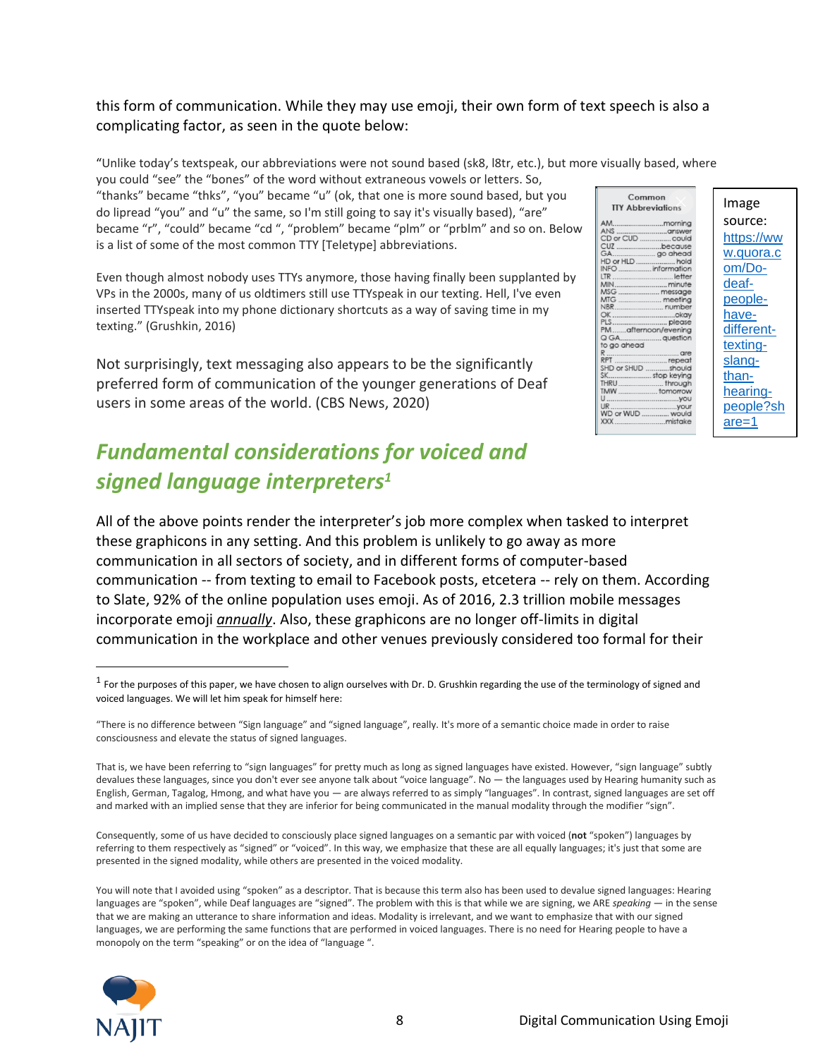this form of communication. While they may use emoji, their own form of text speech is also a complicating factor, as seen in the quote below:

"Unlike today's textspeak, our abbreviations were not sound based (sk8, l8tr, etc.), but more visually based, where you could "see" the "bones" of the word without extraneous vowels or letters. So, "thanks" became "thks", "you" became "u" (ok, that one is more sound based, but you do lipread "you" and "u" the same, so I'm still going to say it's visually based), "are" became "r", "could" became "cd ", "problem" became "plm" or "prblm" and so on. Below is a list of some of the most common TTY [Teletype] abbreviations.

Even though almost nobody uses TTYs anymore, those having finally been supplanted by VPs in the 2000s, many of us oldtimers still use TTYspeak in our texting. Hell, I've even inserted TTYspeak into my phone dictionary shortcuts as a way of saving time in my texting." (Grushkin, 2016)

**Common TTY Abbreviations**

| Abbreviation | Meaning |
|---|---|
| AM | morning |
| ANS | answer |
| CD or CUD | could |
| CUZ | because |
| GA | go ahead |
| HD or HLD | hold |
| INFO | information |
| LTR | letter |
| MIN | minute |
| MSG | message |
| MTG | meeting |
| NBR | number |
| OK | okay |
| PLS | please |
| PM | afternoon/evening |
| Q GA | question to go ahead |
| R | are |
| RPT | repeat |
| SHD or SHUD | should |
| SK | stop keying |
| THRU | through |
| TMW | tomorrow |
| U | you |
| UR | your |
| WD or WUD | would |
| XXX | mistake |

Image source: https://www.quora.com/Do-deaf-people-have-different-texting-slang-than-hearing-people?share=1

Not surprisingly, text messaging also appears to be the significantly preferred form of communication of the younger generations of Deaf users in some areas of the world. (CBS News, 2020)

## *Fundamental considerations for voiced and signed language interpreters*[1]

All of the above points render the interpreter's job more complex when tasked to interpret these graphicons in any setting. And this problem is unlikely to go away as more communication in all sectors of society, and in different forms of computer-based communication -- from texting to email to Facebook posts, etcetera -- rely on them. According to Slate, 92% of the online population uses emoji. As of 2016, 2.3 trillion mobile messages incorporate emoji *annually*. Also, these graphicons are no longer off-limits in digital communication in the workplace and other venues previously considered too formal for their

---

[1] For the purposes of this paper, we have chosen to align ourselves with Dr. D. Grushkin regarding the use of the terminology of signed and voiced languages. We will let him speak for himself here:

"There is no difference between "Sign language" and "signed language", really. It's more of a semantic choice made in order to raise consciousness and elevate the status of signed languages.

That is, we have been referring to "sign languages" for pretty much as long as signed languages have existed. However, "sign language" subtly devalues these languages, since you don't ever see anyone talk about "voice language". No — the languages used by Hearing humanity such as English, German, Tagalog, Hmong, and what have you — are always referred to as simply "languages". In contrast, signed languages are set off and marked with an implied sense that they are inferior for being communicated in the manual modality through the modifier "sign".

Consequently, some of us have decided to consciously place signed languages on a semantic par with voiced (**not** "spoken") languages by referring to them respectively as "signed" or "voiced". In this way, we emphasize that these are all equally languages; it's just that some are presented in the signed modality, while others are presented in the voiced modality.

You will note that I avoided using "spoken" as a descriptor. That is because this term also has been used to devalue signed languages: Hearing languages are "spoken", while Deaf languages are "signed". The problem with this is that while we are signing, we ARE *speaking* — in the sense that we are making an utterance to share information and ideas. Modality is irrelevant, and we want to emphasize that with our signed languages, we are performing the same functions that are performed in voiced languages. There is no need for Hearing people to have a monopoly on the term "speaking" or on the idea of "language ".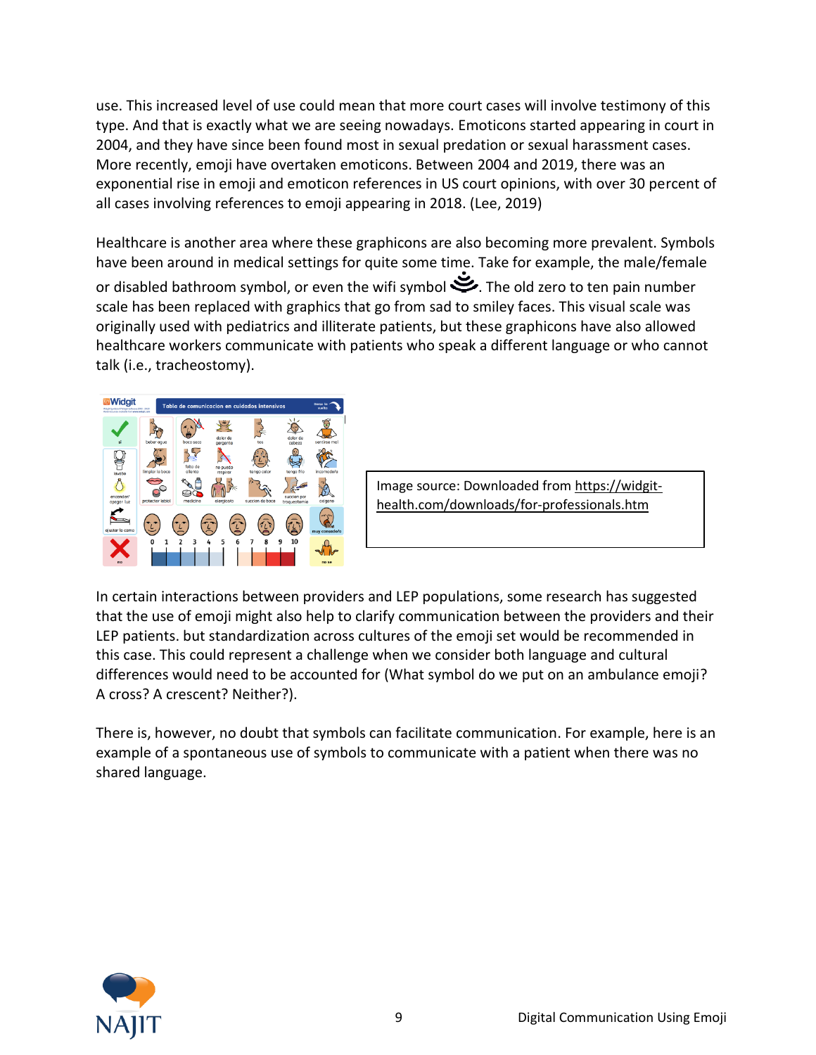use. This increased level of use could mean that more court cases will involve testimony of this type. And that is exactly what we are seeing nowadays. Emoticons started appearing in court in 2004, and they have since been found most in sexual predation or sexual harassment cases. More recently, emoji have overtaken emoticons. Between 2004 and 2019, there was an exponential rise in emoji and emoticon references in US court opinions, with over 30 percent of all cases involving references to emoji appearing in 2018. (Lee, 2019)

Healthcare is another area where these graphicons are also becoming more prevalent. Symbols have been around in medical settings for quite some time. Take for example, the male/female or disabled bathroom symbol, or even the wifi symbol. The old zero to ten pain number scale has been replaced with graphics that go from sad to smiley faces. This visual scale was originally used with pediatrics and illiterate patients, but these graphicons have also allowed healthcare workers communicate with patients who speak a different language or who cannot talk (i.e., tracheostomy).

Image source: Downloaded from https://widgit-health.com/downloads/for-professionals.htm

In certain interactions between providers and LEP populations, some research has suggested that the use of emoji might also help to clarify communication between the providers and their LEP patients. but standardization across cultures of the emoji set would be recommended in this case. This could represent a challenge when we consider both language and cultural differences would need to be accounted for (What symbol do we put on an ambulance emoji? A cross? A crescent? Neither?).

There is, however, no doubt that symbols can facilitate communication. For example, here is an example of a spontaneous use of symbols to communicate with a patient when there was no shared language.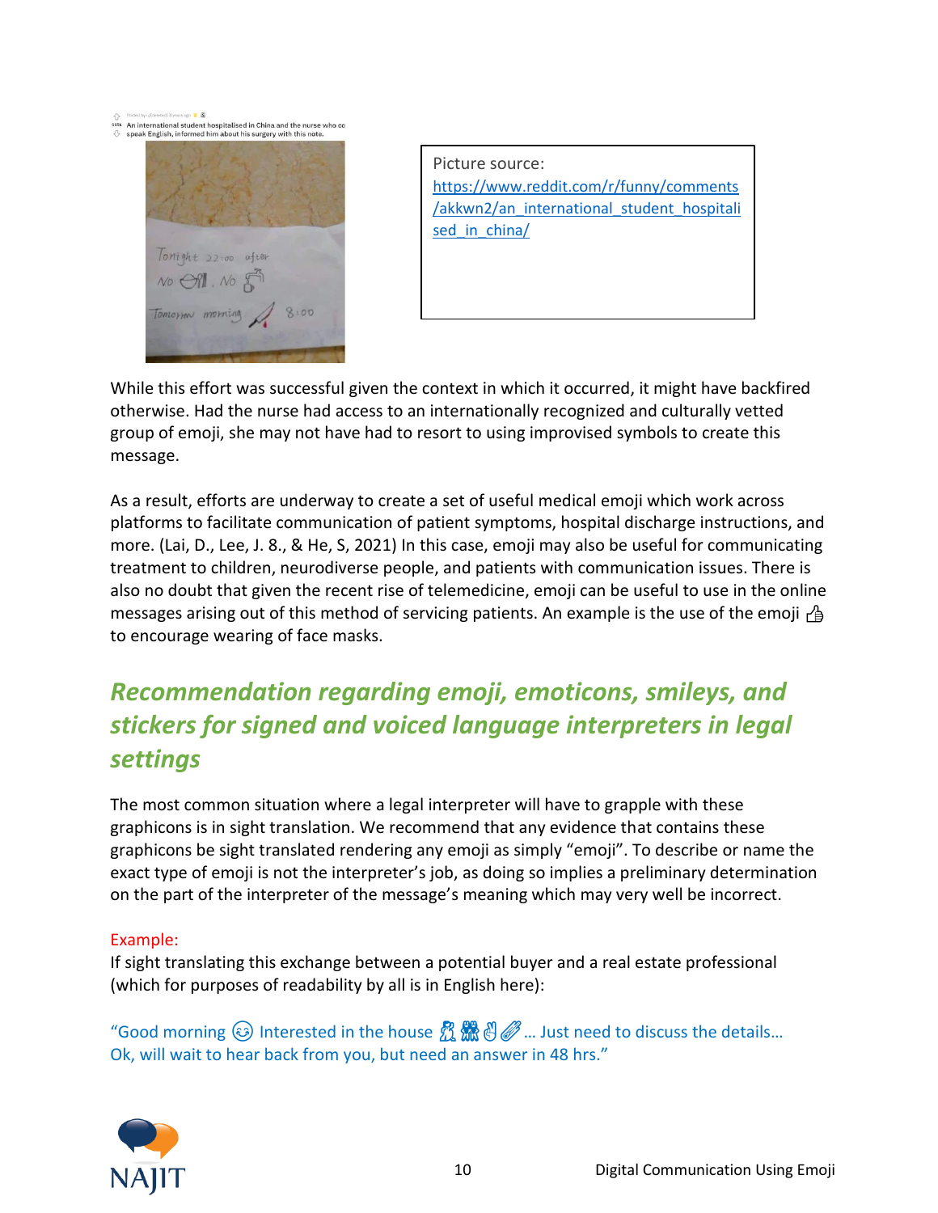Picture source:
https://www.reddit.com/r/funny/comments/akkwn2/an_international_student_hospitalised_in_china/

While this effort was successful given the context in which it occurred, it might have backfired otherwise. Had the nurse had access to an internationally recognized and culturally vetted group of emoji, she may not have had to resort to using improvised symbols to create this message.

As a result, efforts are underway to create a set of useful medical emoji which work across platforms to facilitate communication of patient symptoms, hospital discharge instructions, and more. (Lai, D., Lee, J. 8., & He, S, 2021) In this case, emoji may also be useful for communicating treatment to children, neurodiverse people, and patients with communication issues. There is also no doubt that given the recent rise of telemedicine, emoji can be useful to use in the online messages arising out of this method of servicing patients. An example is the use of the emoji 👍 to encourage wearing of face masks.

## *Recommendation regarding emoji, emoticons, smileys, and stickers for signed and voiced language interpreters in legal settings*

The most common situation where a legal interpreter will have to grapple with these graphicons is in sight translation. We recommend that any evidence that contains these graphicons be sight translated rendering any emoji as simply "emoji". To describe or name the exact type of emoji is not the interpreter's job, as doing so implies a preliminary determination on the part of the interpreter of the message's meaning which may very well be incorrect.

Example:

If sight translating this exchange between a potential buyer and a real estate professional (which for purposes of readability by all is in English here):

"Good morning 😊 Interested in the house 👯 👯 ✌ 📎... Just need to discuss the details… Ok, will wait to hear back from you, but need an answer in 48 hrs."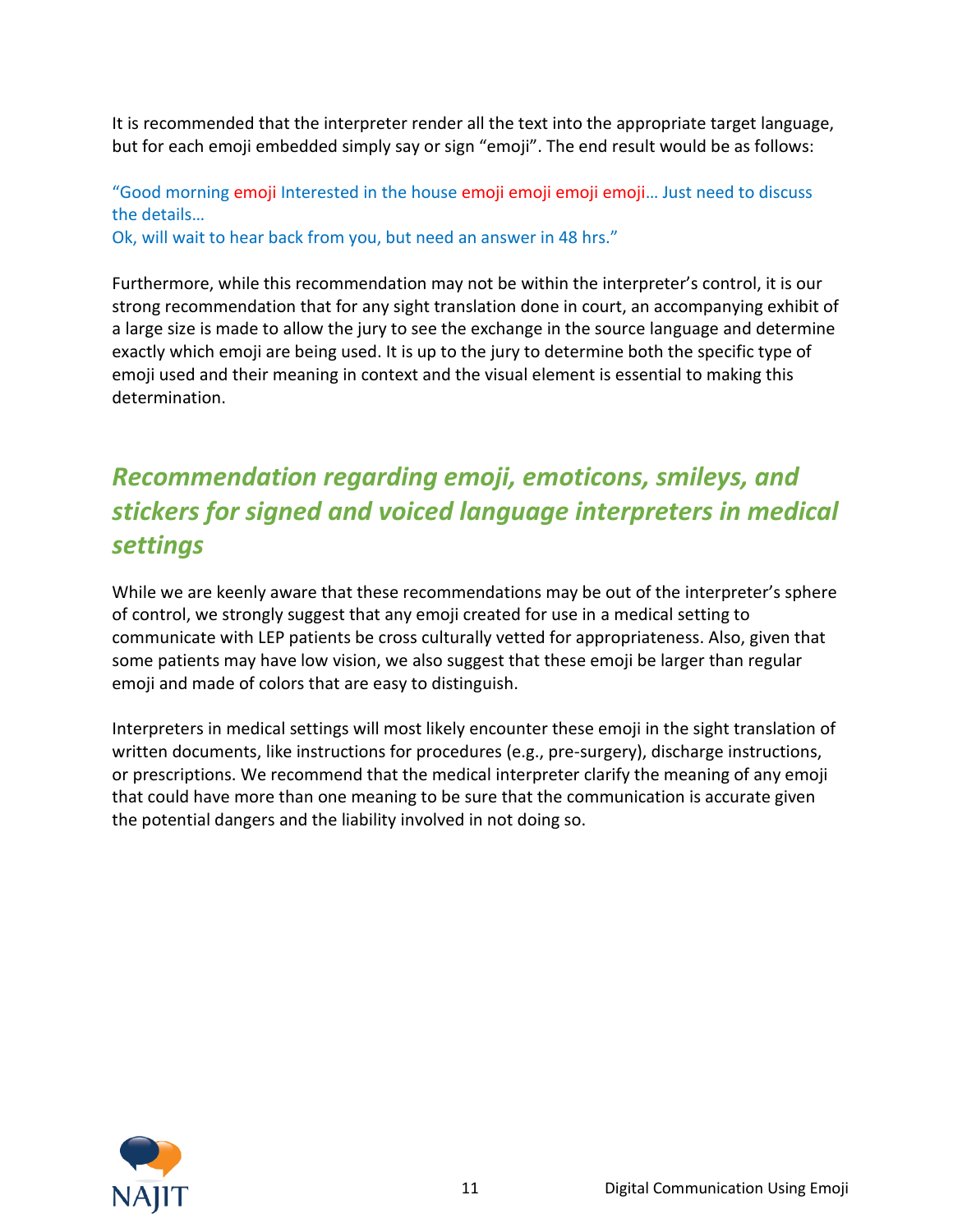It is recommended that the interpreter render all the text into the appropriate target language, but for each emoji embedded simply say or sign "emoji". The end result would be as follows:

"Good morning emoji Interested in the house emoji emoji emoji emoji… Just need to discuss the details…
Ok, will wait to hear back from you, but need an answer in 48 hrs."

Furthermore, while this recommendation may not be within the interpreter's control, it is our strong recommendation that for any sight translation done in court, an accompanying exhibit of a large size is made to allow the jury to see the exchange in the source language and determine exactly which emoji are being used. It is up to the jury to determine both the specific type of emoji used and their meaning in context and the visual element is essential to making this determination.

## *Recommendation regarding emoji, emoticons, smileys, and stickers for signed and voiced language interpreters in medical settings*

While we are keenly aware that these recommendations may be out of the interpreter's sphere of control, we strongly suggest that any emoji created for use in a medical setting to communicate with LEP patients be cross culturally vetted for appropriateness. Also, given that some patients may have low vision, we also suggest that these emoji be larger than regular emoji and made of colors that are easy to distinguish.

Interpreters in medical settings will most likely encounter these emoji in the sight translation of written documents, like instructions for procedures (e.g., pre-surgery), discharge instructions, or prescriptions. We recommend that the medical interpreter clarify the meaning of any emoji that could have more than one meaning to be sure that the communication is accurate given the potential dangers and the liability involved in not doing so.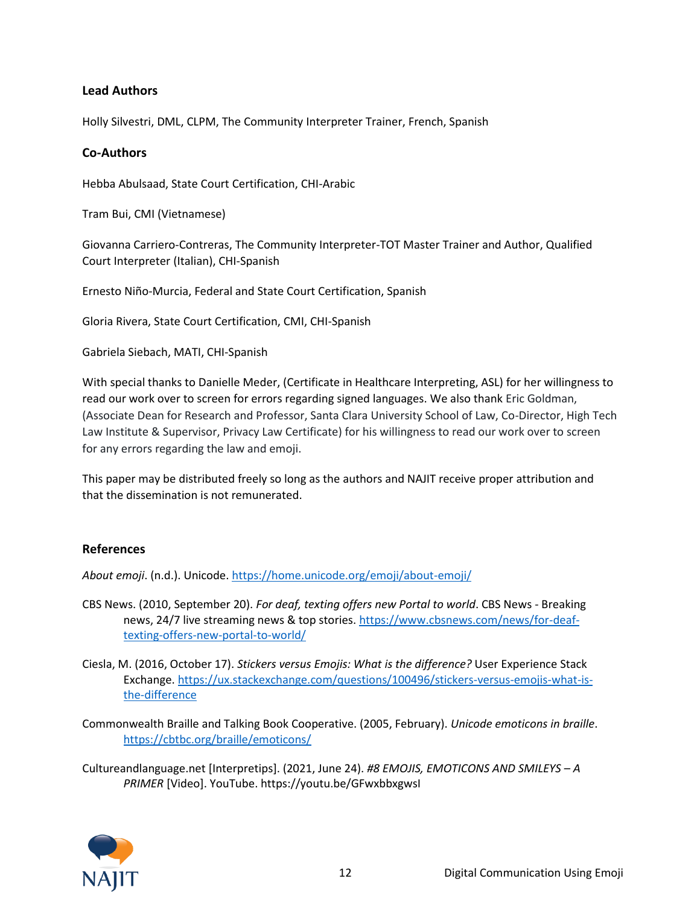### Lead Authors

Holly Silvestri, DML, CLPM, The Community Interpreter Trainer, French, Spanish

### Co-Authors

Hebba Abulsaad, State Court Certification, CHI-Arabic

Tram Bui, CMI (Vietnamese)

Giovanna Carriero-Contreras, The Community Interpreter-TOT Master Trainer and Author, Qualified Court Interpreter (Italian), CHI-Spanish

Ernesto Niño-Murcia, Federal and State Court Certification, Spanish

Gloria Rivera, State Court Certification, CMI, CHI-Spanish

Gabriela Siebach, MATI, CHI-Spanish

With special thanks to Danielle Meder, (Certificate in Healthcare Interpreting, ASL) for her willingness to read our work over to screen for errors regarding signed languages. We also thank Eric Goldman, (Associate Dean for Research and Professor, Santa Clara University School of Law, Co-Director, High Tech Law Institute & Supervisor, Privacy Law Certificate) for his willingness to read our work over to screen for any errors regarding the law and emoji.

This paper may be distributed freely so long as the authors and NAJIT receive proper attribution and that the dissemination is not remunerated.

### References

*About emoji*. (n.d.). Unicode. https://home.unicode.org/emoji/about-emoji/

CBS News. (2010, September 20). *For deaf, texting offers new Portal to world*. CBS News - Breaking news, 24/7 live streaming news & top stories. https://www.cbsnews.com/news/for-deaf-texting-offers-new-portal-to-world/

Ciesla, M. (2016, October 17). *Stickers versus Emojis: What is the difference?* User Experience Stack Exchange. https://ux.stackexchange.com/questions/100496/stickers-versus-emojis-what-is-the-difference

Commonwealth Braille and Talking Book Cooperative. (2005, February). *Unicode emoticons in braille*. https://cbtbc.org/braille/emoticons/

Cultureandlanguage.net [Interpretips]. (2021, June 24). *#8 EMOJIS, EMOTICONS AND SMILEYS – A PRIMER* [Video]. YouTube. https://youtu.be/GFwxbbxgwsI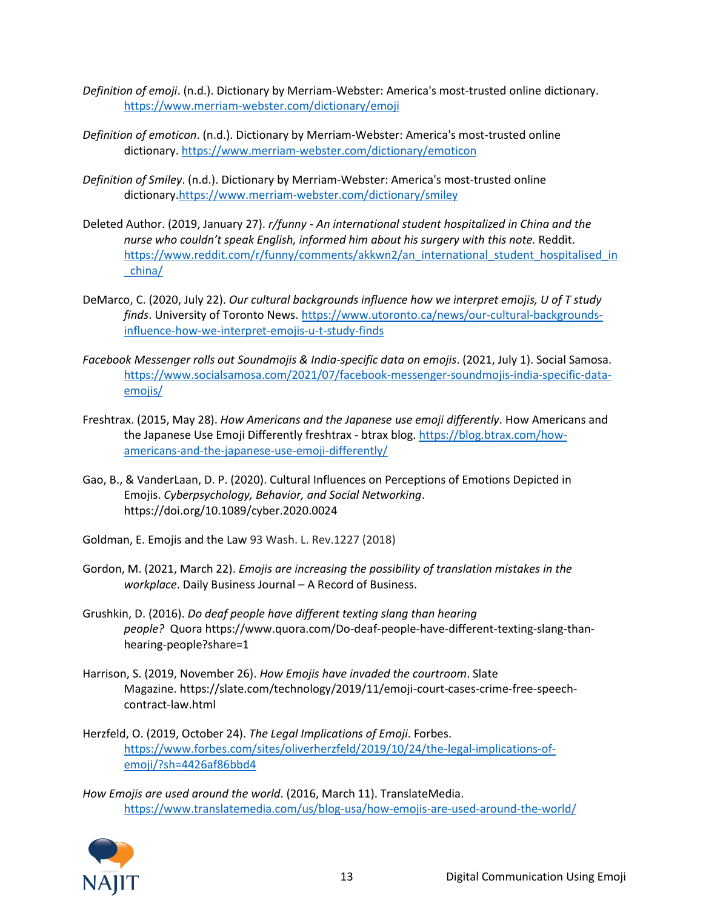*Definition of emoji*. (n.d.). Dictionary by Merriam-Webster: America's most-trusted online dictionary. https://www.merriam-webster.com/dictionary/emoji

*Definition of emoticon*. (n.d.). Dictionary by Merriam-Webster: America's most-trusted online dictionary. https://www.merriam-webster.com/dictionary/emoticon

*Definition of Smiley*. (n.d.). Dictionary by Merriam-Webster: America's most-trusted online dictionary.https://www.merriam-webster.com/dictionary/smiley

Deleted Author. (2019, January 27). *r/funny - An international student hospitalized in China and the nurse who couldn't speak English, informed him about his surgery with this note.* Reddit. https://www.reddit.com/r/funny/comments/akkwn2/an_international_student_hospitalised_in_china/

DeMarco, C. (2020, July 22). *Our cultural backgrounds influence how we interpret emojis, U of T study finds*. University of Toronto News. https://www.utoronto.ca/news/our-cultural-backgrounds-influence-how-we-interpret-emojis-u-t-study-finds

*Facebook Messenger rolls out Soundmojis & India-specific data on emojis*. (2021, July 1). Social Samosa. https://www.socialsamosa.com/2021/07/facebook-messenger-soundmojis-india-specific-data-emojis/

Freshtrax. (2015, May 28). *How Americans and the Japanese use emoji differently*. How Americans and the Japanese Use Emoji Differently freshtrax - btrax blog. https://blog.btrax.com/how-americans-and-the-japanese-use-emoji-differently/

Gao, B., & VanderLaan, D. P. (2020). Cultural Influences on Perceptions of Emotions Depicted in Emojis. *Cyberpsychology, Behavior, and Social Networking*. https://doi.org/10.1089/cyber.2020.0024

Goldman, E. Emojis and the Law 93 Wash. L. Rev.1227 (2018)

Gordon, M. (2021, March 22). *Emojis are increasing the possibility of translation mistakes in the workplace*. Daily Business Journal – A Record of Business.

Grushkin, D. (2016). *Do deaf people have different texting slang than hearing people?* Quora https://www.quora.com/Do-deaf-people-have-different-texting-slang-than-hearing-people?share=1

Harrison, S. (2019, November 26). *How Emojis have invaded the courtroom*. Slate Magazine. https://slate.com/technology/2019/11/emoji-court-cases-crime-free-speech-contract-law.html

Herzfeld, O. (2019, October 24). *The Legal Implications of Emoji*. Forbes. https://www.forbes.com/sites/oliverherzfeld/2019/10/24/the-legal-implications-of-emoji/?sh=4426af86bbd4

*How Emojis are used around the world*. (2016, March 11). TranslateMedia. https://www.translatemedia.com/us/blog-usa/how-emojis-are-used-around-the-world/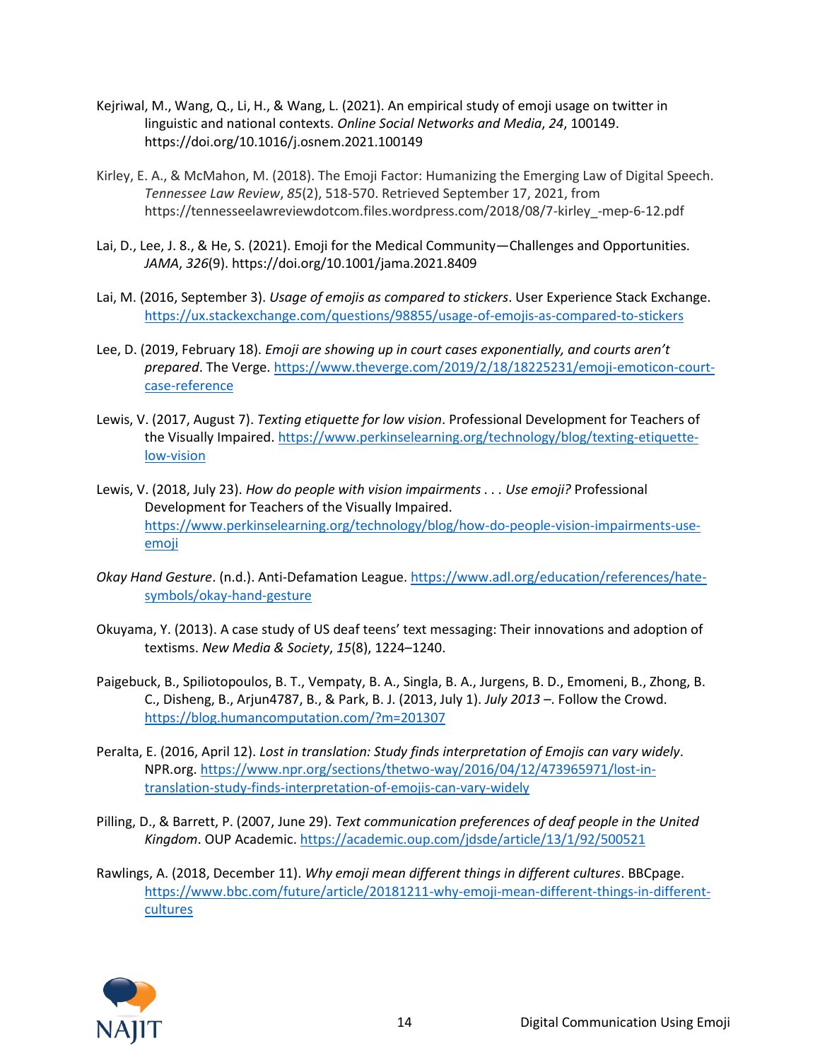Kejriwal, M., Wang, Q., Li, H., & Wang, L. (2021). An empirical study of emoji usage on twitter in linguistic and national contexts. *Online Social Networks and Media*, *24*, 100149. https://doi.org/10.1016/j.osnem.2021.100149

Kirley, E. A., & McMahon, M. (2018). The Emoji Factor: Humanizing the Emerging Law of Digital Speech. *Tennessee Law Review*, *85*(2), 518-570. Retrieved September 17, 2021, from https://tennesseelawreviewdotcom.files.wordpress.com/2018/08/7-kirley_-mep-6-12.pdf

Lai, D., Lee, J. 8., & He, S. (2021). Emoji for the Medical Community—Challenges and Opportunities. *JAMA*, *326*(9). https://doi.org/10.1001/jama.2021.8409

Lai, M. (2016, September 3). *Usage of emojis as compared to stickers*. User Experience Stack Exchange. https://ux.stackexchange.com/questions/98855/usage-of-emojis-as-compared-to-stickers

Lee, D. (2019, February 18). *Emoji are showing up in court cases exponentially, and courts aren't prepared*. The Verge. https://www.theverge.com/2019/2/18/18225231/emoji-emoticon-court-case-reference

Lewis, V. (2017, August 7). *Texting etiquette for low vision*. Professional Development for Teachers of the Visually Impaired. https://www.perkinselearning.org/technology/blog/texting-etiquette-low-vision

Lewis, V. (2018, July 23). *How do people with vision impairments . . . Use emoji?* Professional Development for Teachers of the Visually Impaired. https://www.perkinselearning.org/technology/blog/how-do-people-vision-impairments-use-emoji

*Okay Hand Gesture*. (n.d.). Anti-Defamation League. https://www.adl.org/education/references/hate-symbols/okay-hand-gesture

Okuyama, Y. (2013). A case study of US deaf teens' text messaging: Their innovations and adoption of textisms. *New Media & Society*, *15*(8), 1224–1240.

Paigebuck, B., Spiliotopoulos, B. T., Vempaty, B. A., Singla, B. A., Jurgens, B. D., Emomeni, B., Zhong, B. C., Disheng, B., Arjun4787, B., & Park, B. J. (2013, July 1). *July 2013* –. Follow the Crowd. https://blog.humancomputation.com/?m=201307

Peralta, E. (2016, April 12). *Lost in translation: Study finds interpretation of Emojis can vary widely*. NPR.org. https://www.npr.org/sections/thetwo-way/2016/04/12/473965971/lost-in-translation-study-finds-interpretation-of-emojis-can-vary-widely

Pilling, D., & Barrett, P. (2007, June 29). *Text communication preferences of deaf people in the United Kingdom*. OUP Academic. https://academic.oup.com/jdsde/article/13/1/92/500521

Rawlings, A. (2018, December 11). *Why emoji mean different things in different cultures*. BBCpage. https://www.bbc.com/future/article/20181211-why-emoji-mean-different-things-in-different-cultures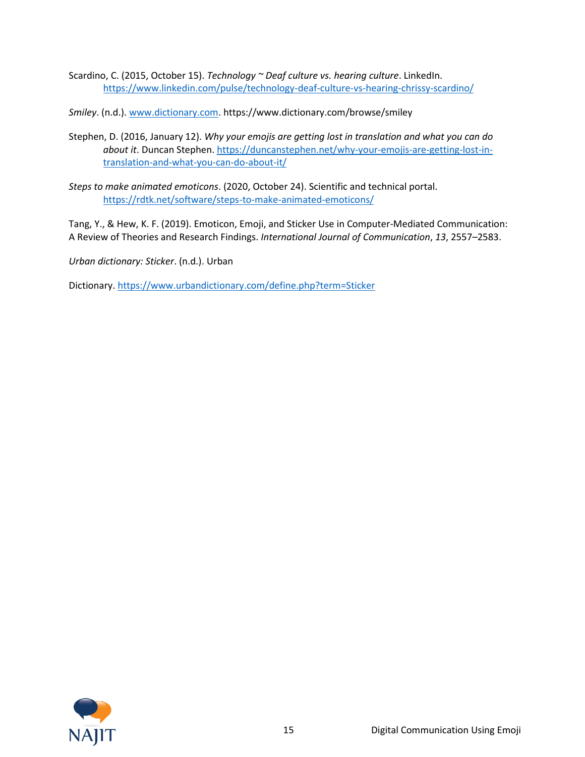Scardino, C. (2015, October 15). *Technology ~ Deaf culture vs. hearing culture*. LinkedIn. https://www.linkedin.com/pulse/technology-deaf-culture-vs-hearing-chrissy-scardino/

*Smiley*. (n.d.). www.dictionary.com. https://www.dictionary.com/browse/smiley

Stephen, D. (2016, January 12). *Why your emojis are getting lost in translation and what you can do about it*. Duncan Stephen. https://duncanstephen.net/why-your-emojis-are-getting-lost-in-translation-and-what-you-can-do-about-it/

*Steps to make animated emoticons*. (2020, October 24). Scientific and technical portal. https://rdtk.net/software/steps-to-make-animated-emoticons/

Tang, Y., & Hew, K. F. (2019). Emoticon, Emoji, and Sticker Use in Computer-Mediated Communication: A Review of Theories and Research Findings. *International Journal of Communication*, *13*, 2557–2583.

*Urban dictionary: Sticker*. (n.d.). Urban

Dictionary. https://www.urbandictionary.com/define.php?term=Sticker